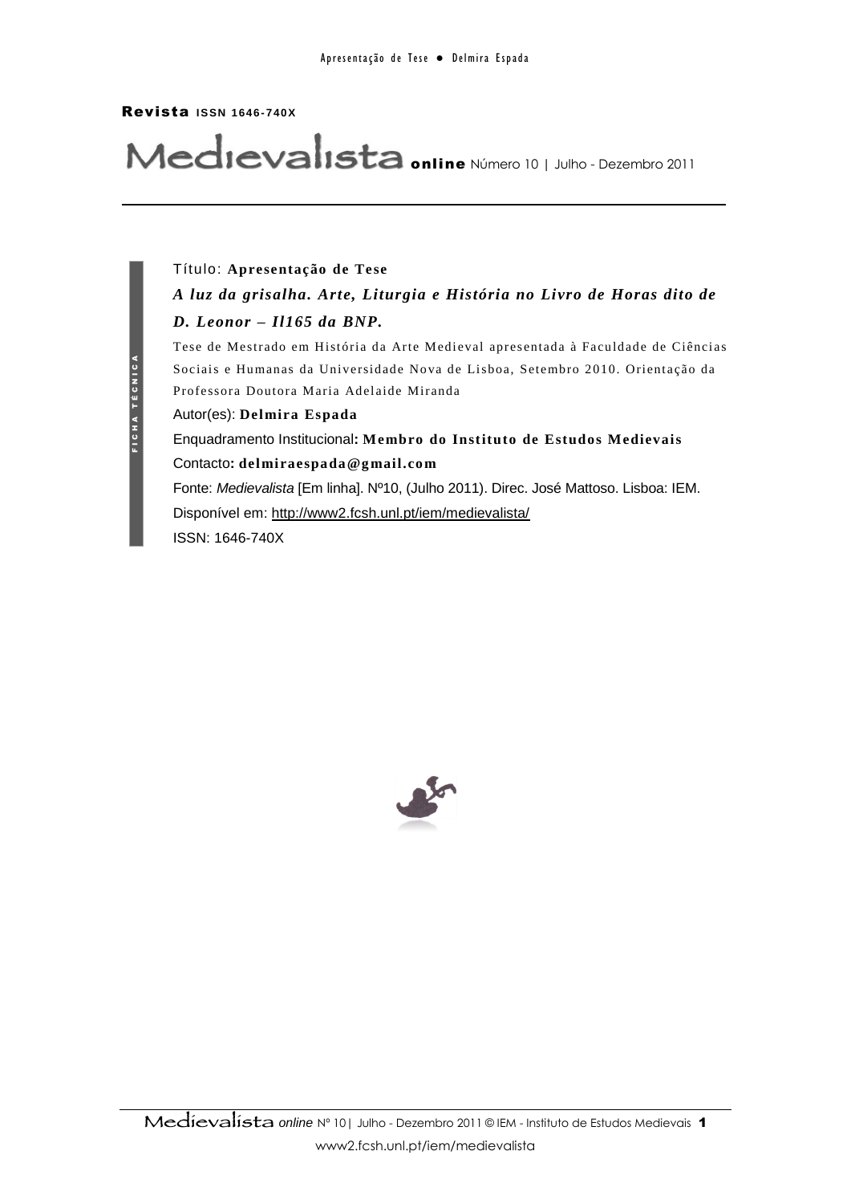**Revista** ISSN 1646-740X

**Medievalista online** Número 10 | Julho - Dezembro 2011

FICHA TÉCNICA

Título: **Apresentação de Tese**

***A luz da grisalha. Arte, Liturgia e História no Livro de Horas dito de D. Leonor – Il165 da BNP.***

Tese de Mestrado em História da Arte Medieval apresentada à Faculdade de Ciências Sociais e Humanas da Universidade Nova de Lisboa, Setembro 2010. Orientação da Professora Doutora Maria Adelaide Miranda

Autor(es): **Delmira Espada**

Enquadramento Institucional**: Membro do Instituto de Estudos Medievais**

Contacto**: delmiraespada@gmail.com**

Fonte: *Medievalista* [Em linha]. Nº10, (Julho 2011). Direc. José Mattoso. Lisboa: IEM.

Disponível em: http://www2.fcsh.unl.pt/iem/medievalista/

ISSN: 1646-740X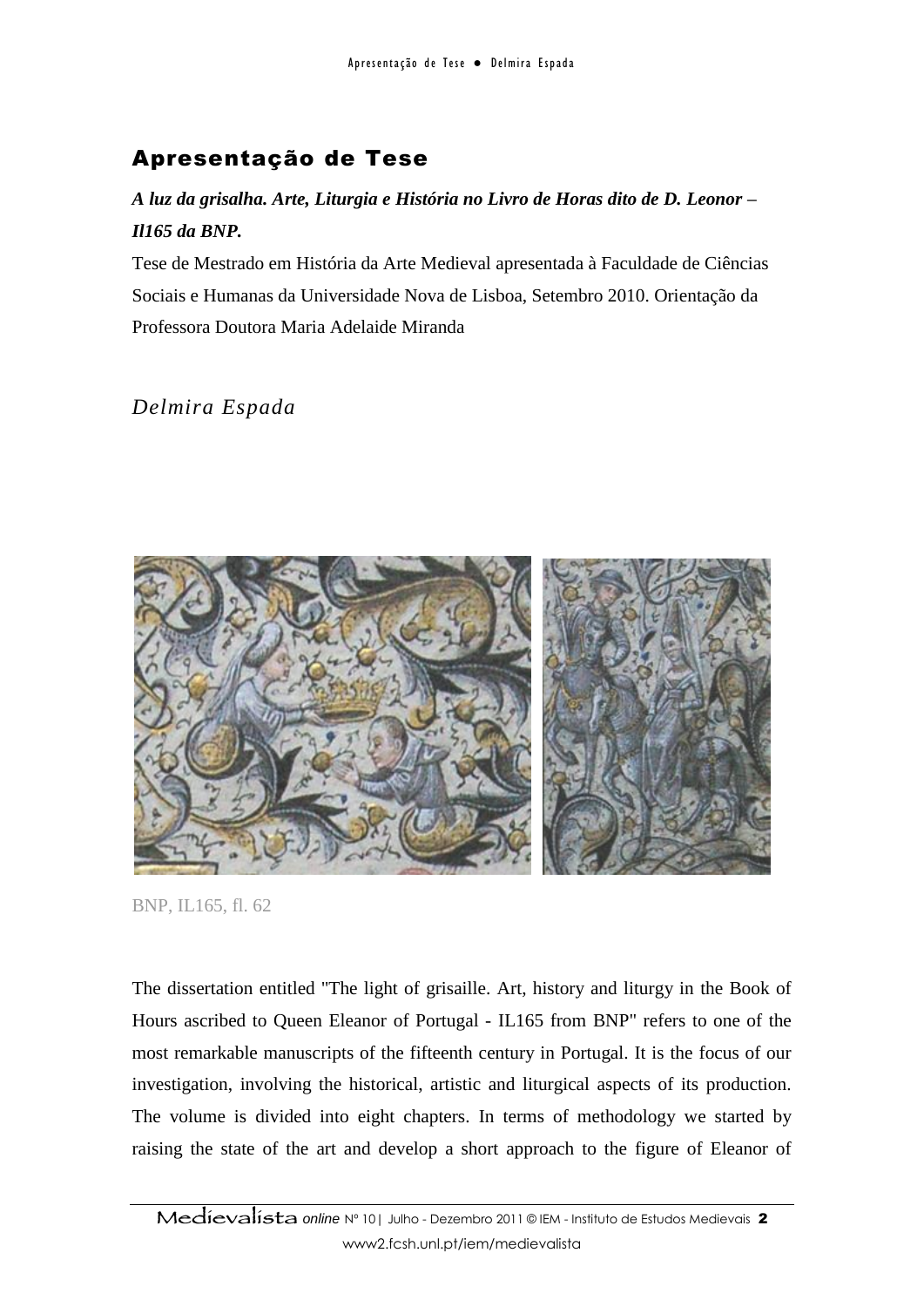## Apresentação de Tese

***A luz da grisalha. Arte, Liturgia e História no Livro de Horas dito de D. Leonor – Il165 da BNP.***

Tese de Mestrado em História da Arte Medieval apresentada à Faculdade de Ciências Sociais e Humanas da Universidade Nova de Lisboa, Setembro 2010. Orientação da Professora Doutora Maria Adelaide Miranda

*Delmira Espada*

BNP, IL165, fl. 62

The dissertation entitled "The light of grisaille. Art, history and liturgy in the Book of Hours ascribed to Queen Eleanor of Portugal - IL165 from BNP" refers to one of the most remarkable manuscripts of the fifteenth century in Portugal. It is the focus of our investigation, involving the historical, artistic and liturgical aspects of its production. The volume is divided into eight chapters. In terms of methodology we started by raising the state of the art and develop a short approach to the figure of Eleanor of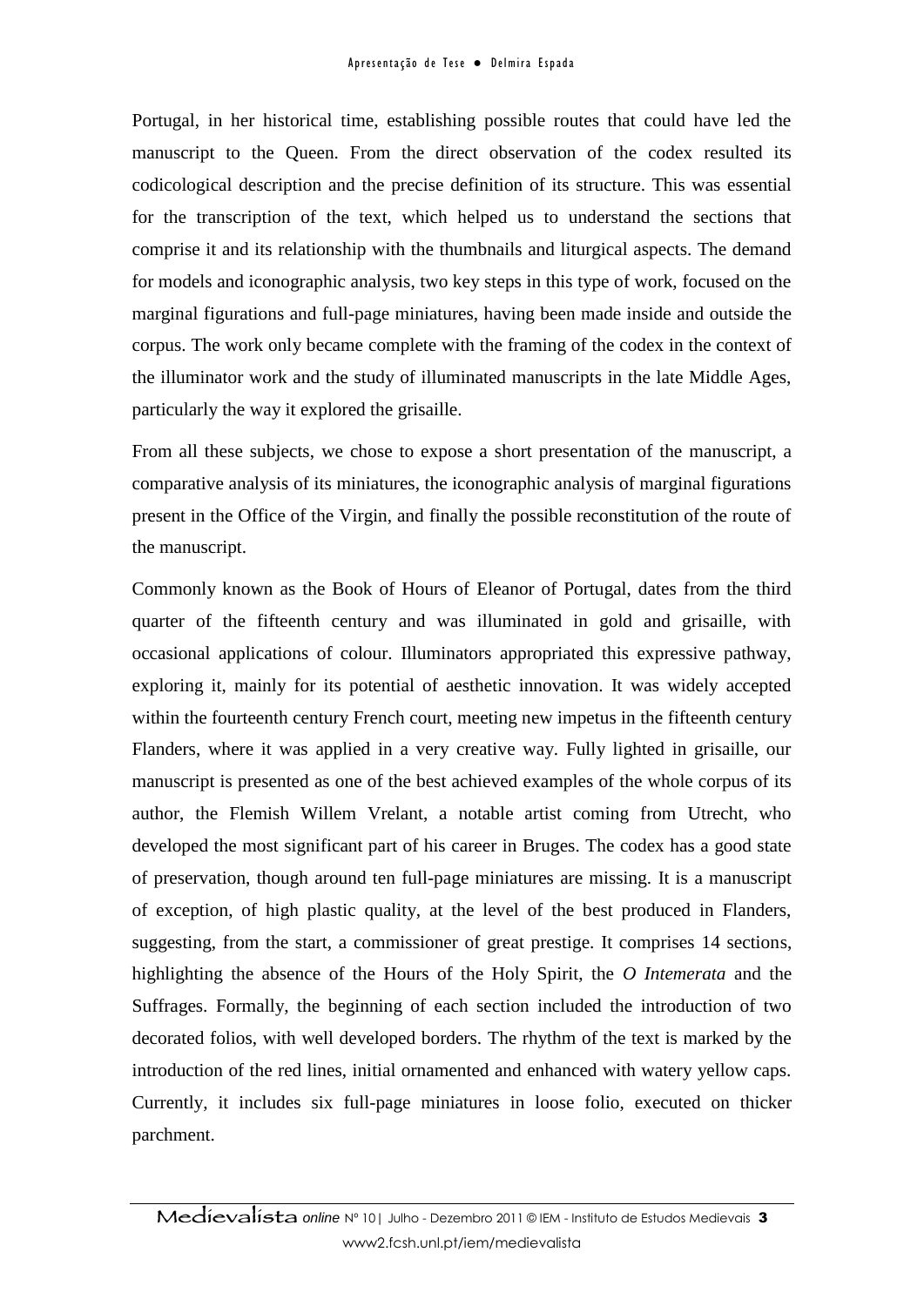Portugal, in her historical time, establishing possible routes that could have led the manuscript to the Queen. From the direct observation of the codex resulted its codicological description and the precise definition of its structure. This was essential for the transcription of the text, which helped us to understand the sections that comprise it and its relationship with the thumbnails and liturgical aspects. The demand for models and iconographic analysis, two key steps in this type of work, focused on the marginal figurations and full-page miniatures, having been made inside and outside the corpus. The work only became complete with the framing of the codex in the context of the illuminator work and the study of illuminated manuscripts in the late Middle Ages, particularly the way it explored the grisaille.

From all these subjects, we chose to expose a short presentation of the manuscript, a comparative analysis of its miniatures, the iconographic analysis of marginal figurations present in the Office of the Virgin, and finally the possible reconstitution of the route of the manuscript.

Commonly known as the Book of Hours of Eleanor of Portugal, dates from the third quarter of the fifteenth century and was illuminated in gold and grisaille, with occasional applications of colour. Illuminators appropriated this expressive pathway, exploring it, mainly for its potential of aesthetic innovation. It was widely accepted within the fourteenth century French court, meeting new impetus in the fifteenth century Flanders, where it was applied in a very creative way. Fully lighted in grisaille, our manuscript is presented as one of the best achieved examples of the whole corpus of its author, the Flemish Willem Vrelant, a notable artist coming from Utrecht, who developed the most significant part of his career in Bruges. The codex has a good state of preservation, though around ten full-page miniatures are missing. It is a manuscript of exception, of high plastic quality, at the level of the best produced in Flanders, suggesting, from the start, a commissioner of great prestige. It comprises 14 sections, highlighting the absence of the Hours of the Holy Spirit, the *O Intemerata* and the Suffrages. Formally, the beginning of each section included the introduction of two decorated folios, with well developed borders. The rhythm of the text is marked by the introduction of the red lines, initial ornamented and enhanced with watery yellow caps. Currently, it includes six full-page miniatures in loose folio, executed on thicker parchment.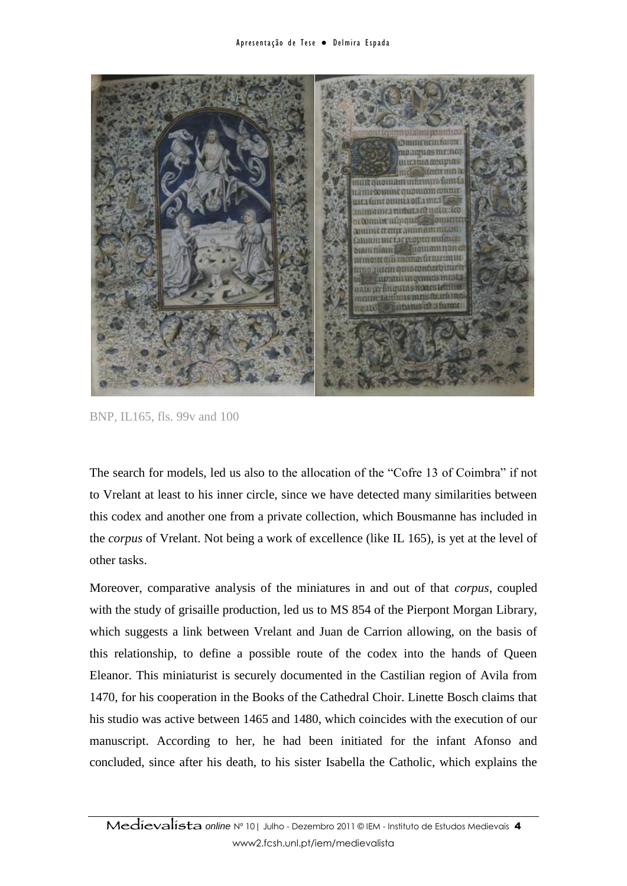BNP, IL165, fls. 99v and 100

The search for models, led us also to the allocation of the “Cofre 13 of Coimbra” if not to Vrelant at least to his inner circle, since we have detected many similarities between this codex and another one from a private collection, which Bousmanne has included in the *corpus* of Vrelant. Not being a work of excellence (like IL 165), is yet at the level of other tasks.

Moreover, comparative analysis of the miniatures in and out of that *corpus*, coupled with the study of grisaille production, led us to MS 854 of the Pierpont Morgan Library, which suggests a link between Vrelant and Juan de Carrion allowing, on the basis of this relationship, to define a possible route of the codex into the hands of Queen Eleanor. This miniaturist is securely documented in the Castilian region of Avila from 1470, for his cooperation in the Books of the Cathedral Choir. Linette Bosch claims that his studio was active between 1465 and 1480, which coincides with the execution of our manuscript. According to her, he had been initiated for the infant Afonso and concluded, since after his death, to his sister Isabella the Catholic, which explains the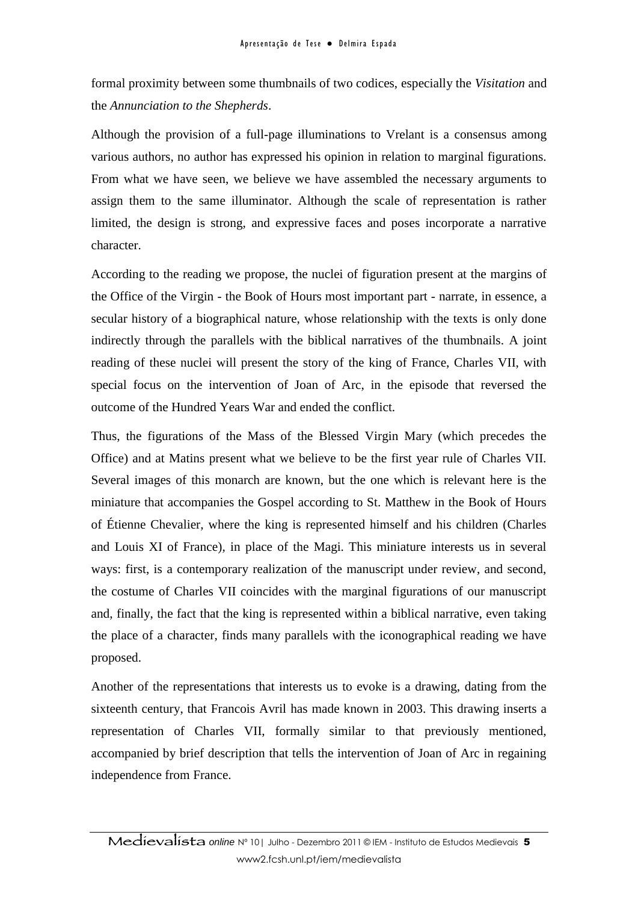formal proximity between some thumbnails of two codices, especially the *Visitation* and the *Annunciation to the Shepherds*.

Although the provision of a full-page illuminations to Vrelant is a consensus among various authors, no author has expressed his opinion in relation to marginal figurations. From what we have seen, we believe we have assembled the necessary arguments to assign them to the same illuminator. Although the scale of representation is rather limited, the design is strong, and expressive faces and poses incorporate a narrative character.

According to the reading we propose, the nuclei of figuration present at the margins of the Office of the Virgin - the Book of Hours most important part - narrate, in essence, a secular history of a biographical nature, whose relationship with the texts is only done indirectly through the parallels with the biblical narratives of the thumbnails. A joint reading of these nuclei will present the story of the king of France, Charles VII, with special focus on the intervention of Joan of Arc, in the episode that reversed the outcome of the Hundred Years War and ended the conflict.

Thus, the figurations of the Mass of the Blessed Virgin Mary (which precedes the Office) and at Matins present what we believe to be the first year rule of Charles VII. Several images of this monarch are known, but the one which is relevant here is the miniature that accompanies the Gospel according to St. Matthew in the Book of Hours of Étienne Chevalier, where the king is represented himself and his children (Charles and Louis XI of France), in place of the Magi. This miniature interests us in several ways: first, is a contemporary realization of the manuscript under review, and second, the costume of Charles VII coincides with the marginal figurations of our manuscript and, finally, the fact that the king is represented within a biblical narrative, even taking the place of a character, finds many parallels with the iconographical reading we have proposed.

Another of the representations that interests us to evoke is a drawing, dating from the sixteenth century, that Francois Avril has made known in 2003. This drawing inserts a representation of Charles VII, formally similar to that previously mentioned, accompanied by brief description that tells the intervention of Joan of Arc in regaining independence from France.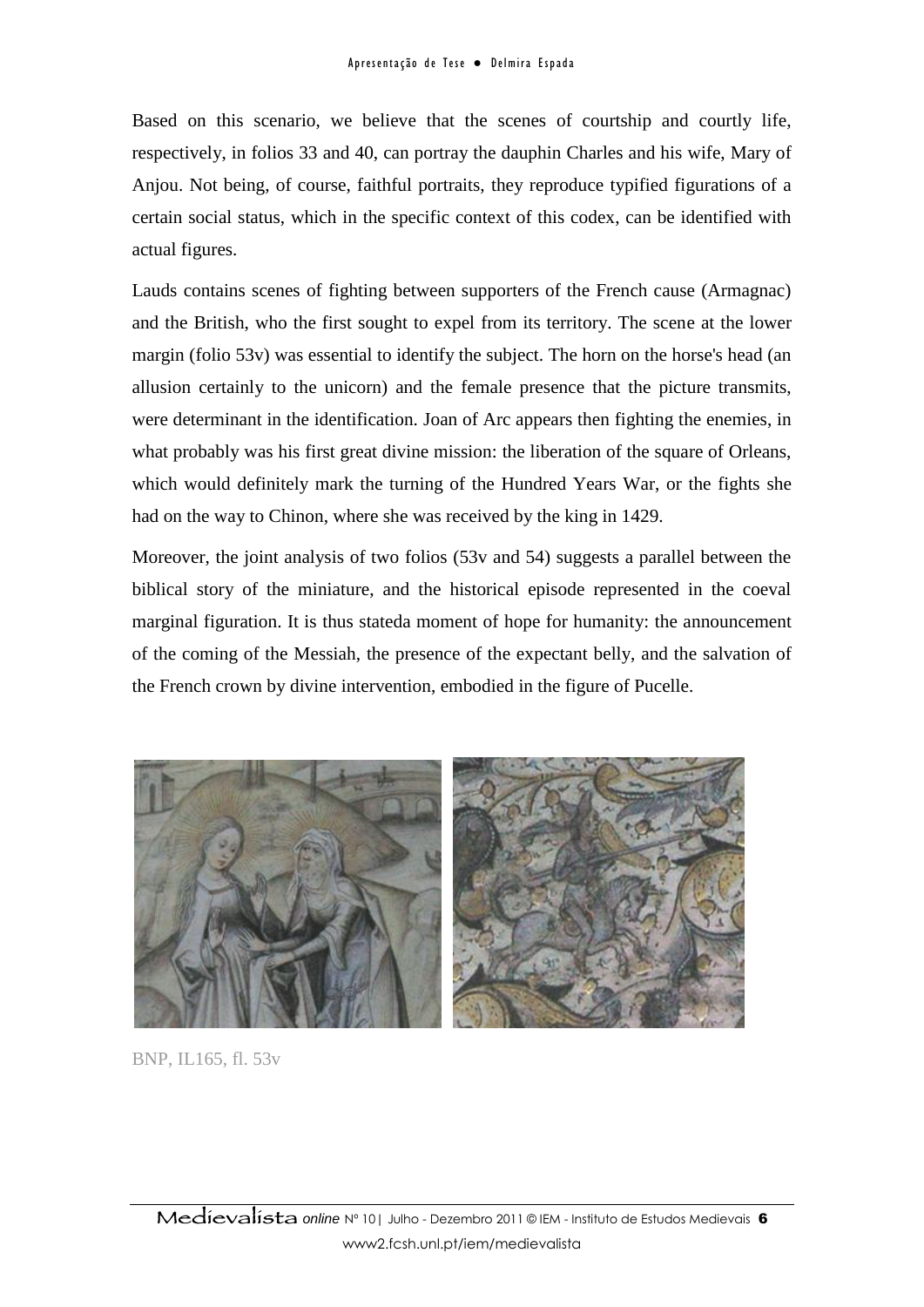Based on this scenario, we believe that the scenes of courtship and courtly life, respectively, in folios 33 and 40, can portray the dauphin Charles and his wife, Mary of Anjou. Not being, of course, faithful portraits, they reproduce typified figurations of a certain social status, which in the specific context of this codex, can be identified with actual figures.

Lauds contains scenes of fighting between supporters of the French cause (Armagnac) and the British, who the first sought to expel from its territory. The scene at the lower margin (folio 53v) was essential to identify the subject. The horn on the horse's head (an allusion certainly to the unicorn) and the female presence that the picture transmits, were determinant in the identification. Joan of Arc appears then fighting the enemies, in what probably was his first great divine mission: the liberation of the square of Orleans, which would definitely mark the turning of the Hundred Years War, or the fights she had on the way to Chinon, where she was received by the king in 1429.

Moreover, the joint analysis of two folios (53v and 54) suggests a parallel between the biblical story of the miniature, and the historical episode represented in the coeval marginal figuration. It is thus stateda moment of hope for humanity: the announcement of the coming of the Messiah, the presence of the expectant belly, and the salvation of the French crown by divine intervention, embodied in the figure of Pucelle.

BNP, IL165, fl. 53v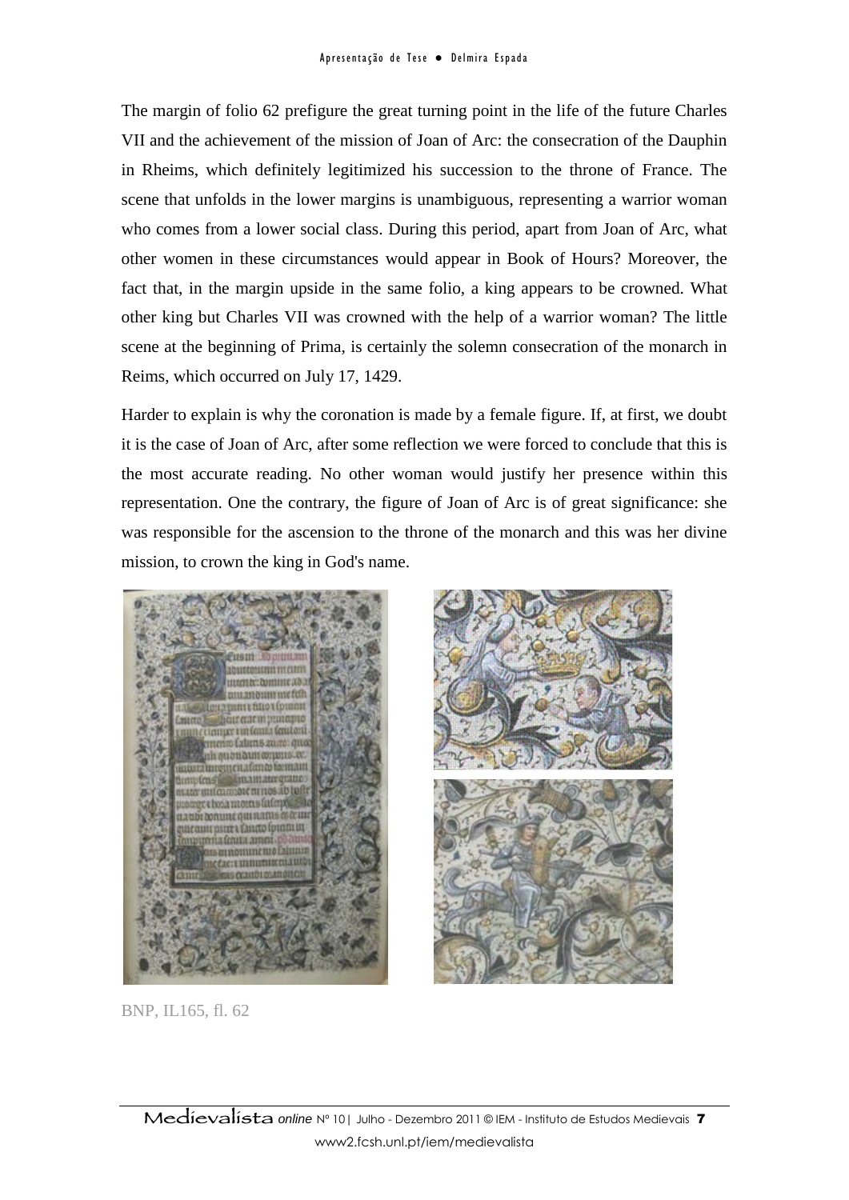The margin of folio 62 prefigure the great turning point in the life of the future Charles VII and the achievement of the mission of Joan of Arc: the consecration of the Dauphin in Rheims, which definitely legitimized his succession to the throne of France. The scene that unfolds in the lower margins is unambiguous, representing a warrior woman who comes from a lower social class. During this period, apart from Joan of Arc, what other women in these circumstances would appear in Book of Hours? Moreover, the fact that, in the margin upside in the same folio, a king appears to be crowned. What other king but Charles VII was crowned with the help of a warrior woman? The little scene at the beginning of Prima, is certainly the solemn consecration of the monarch in Reims, which occurred on July 17, 1429.

Harder to explain is why the coronation is made by a female figure. If, at first, we doubt it is the case of Joan of Arc, after some reflection we were forced to conclude that this is the most accurate reading. No other woman would justify her presence within this representation. One the contrary, the figure of Joan of Arc is of great significance: she was responsible for the ascension to the throne of the monarch and this was her divine mission, to crown the king in God's name.

BNP, IL165, fl. 62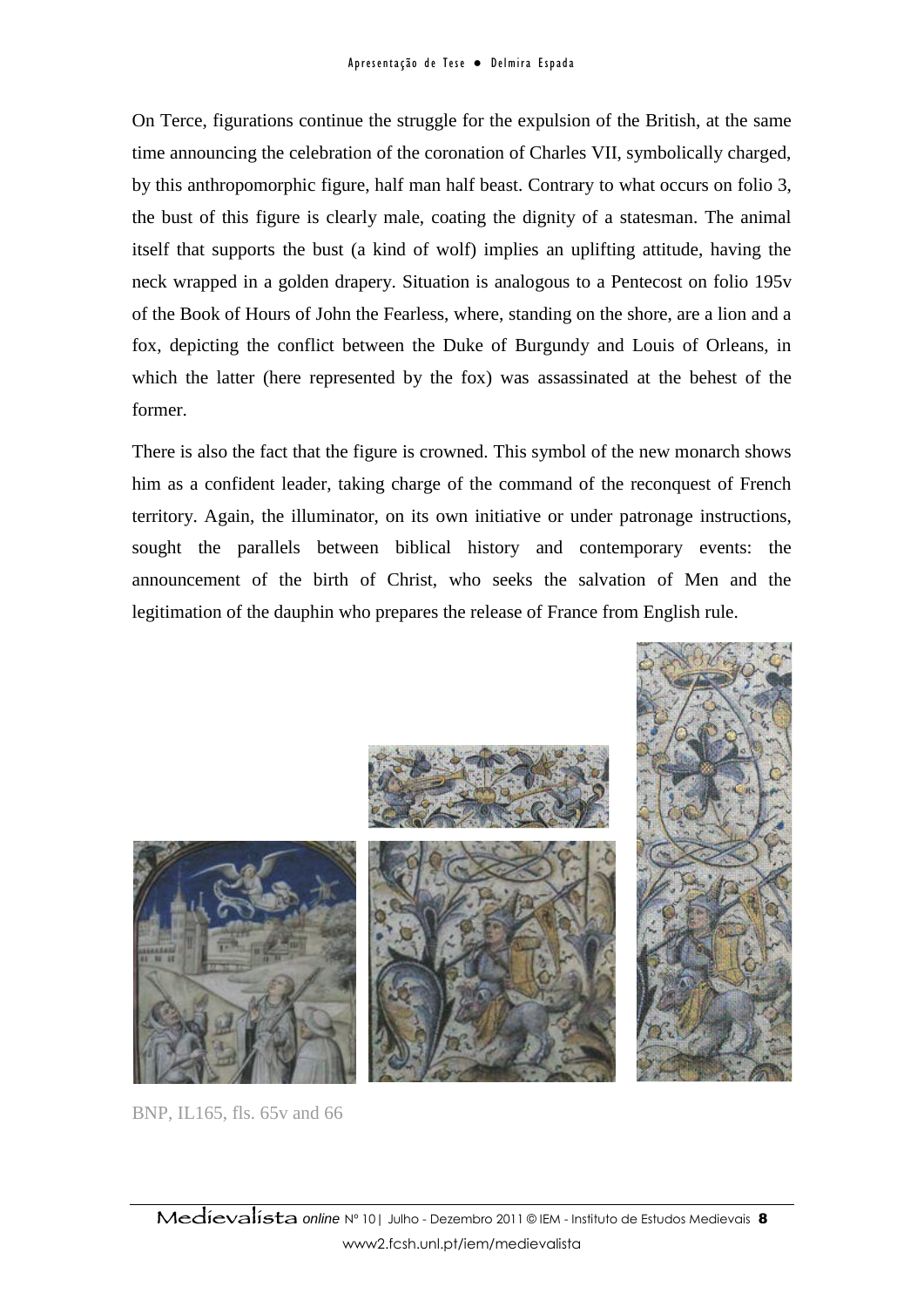On Terce, figurations continue the struggle for the expulsion of the British, at the same time announcing the celebration of the coronation of Charles VII, symbolically charged, by this anthropomorphic figure, half man half beast. Contrary to what occurs on folio 3, the bust of this figure is clearly male, coating the dignity of a statesman. The animal itself that supports the bust (a kind of wolf) implies an uplifting attitude, having the neck wrapped in a golden drapery. Situation is analogous to a Pentecost on folio 195v of the Book of Hours of John the Fearless, where, standing on the shore, are a lion and a fox, depicting the conflict between the Duke of Burgundy and Louis of Orleans, in which the latter (here represented by the fox) was assassinated at the behest of the former.

There is also the fact that the figure is crowned. This symbol of the new monarch shows him as a confident leader, taking charge of the command of the reconquest of French territory. Again, the illuminator, on its own initiative or under patronage instructions, sought the parallels between biblical history and contemporary events: the announcement of the birth of Christ, who seeks the salvation of Men and the legitimation of the dauphin who prepares the release of France from English rule.

BNP, IL165, fls. 65v and 66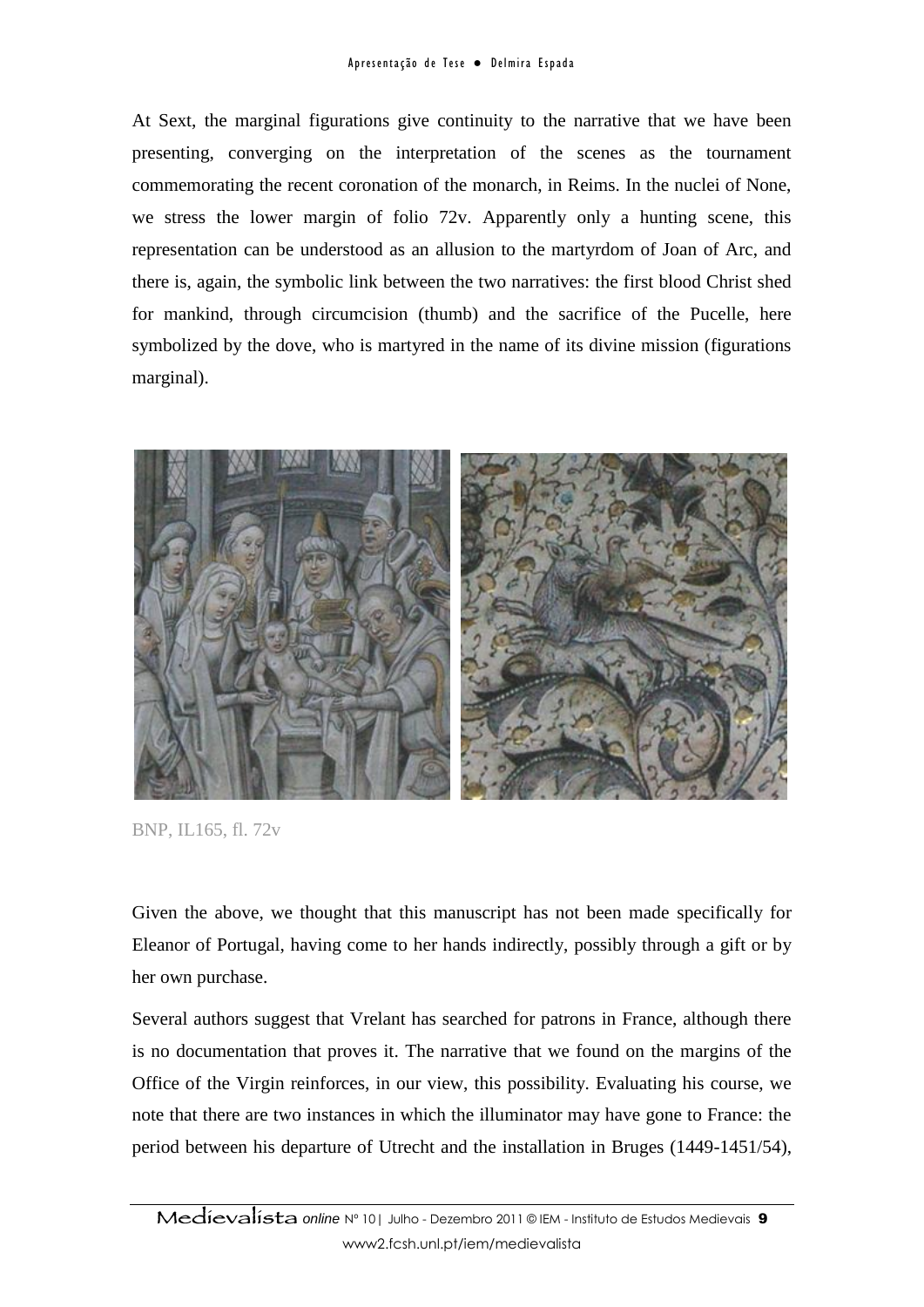At Sext, the marginal figurations give continuity to the narrative that we have been presenting, converging on the interpretation of the scenes as the tournament commemorating the recent coronation of the monarch, in Reims. In the nuclei of None, we stress the lower margin of folio 72v. Apparently only a hunting scene, this representation can be understood as an allusion to the martyrdom of Joan of Arc, and there is, again, the symbolic link between the two narratives: the first blood Christ shed for mankind, through circumcision (thumb) and the sacrifice of the Pucelle, here symbolized by the dove, who is martyred in the name of its divine mission (figurations marginal).

BNP, IL165, fl. 72v

Given the above, we thought that this manuscript has not been made specifically for Eleanor of Portugal, having come to her hands indirectly, possibly through a gift or by her own purchase.

Several authors suggest that Vrelant has searched for patrons in France, although there is no documentation that proves it. The narrative that we found on the margins of the Office of the Virgin reinforces, in our view, this possibility. Evaluating his course, we note that there are two instances in which the illuminator may have gone to France: the period between his departure of Utrecht and the installation in Bruges (1449-1451/54),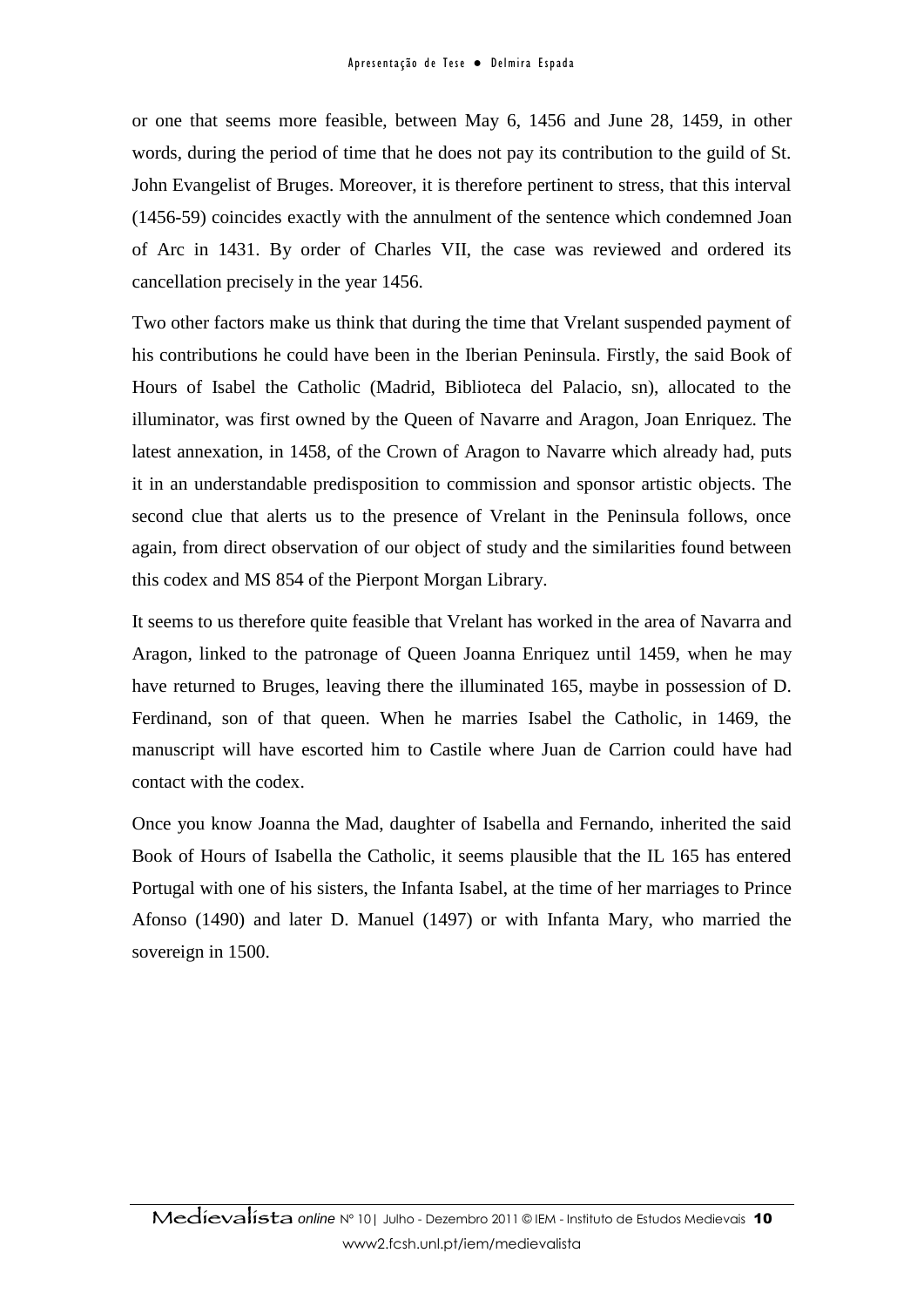or one that seems more feasible, between May 6, 1456 and June 28, 1459, in other words, during the period of time that he does not pay its contribution to the guild of St. John Evangelist of Bruges. Moreover, it is therefore pertinent to stress, that this interval (1456-59) coincides exactly with the annulment of the sentence which condemned Joan of Arc in 1431. By order of Charles VII, the case was reviewed and ordered its cancellation precisely in the year 1456.

Two other factors make us think that during the time that Vrelant suspended payment of his contributions he could have been in the Iberian Peninsula. Firstly, the said Book of Hours of Isabel the Catholic (Madrid, Biblioteca del Palacio, sn), allocated to the illuminator, was first owned by the Queen of Navarre and Aragon, Joan Enriquez. The latest annexation, in 1458, of the Crown of Aragon to Navarre which already had, puts it in an understandable predisposition to commission and sponsor artistic objects. The second clue that alerts us to the presence of Vrelant in the Peninsula follows, once again, from direct observation of our object of study and the similarities found between this codex and MS 854 of the Pierpont Morgan Library.

It seems to us therefore quite feasible that Vrelant has worked in the area of Navarra and Aragon, linked to the patronage of Queen Joanna Enriquez until 1459, when he may have returned to Bruges, leaving there the illuminated 165, maybe in possession of D. Ferdinand, son of that queen. When he marries Isabel the Catholic, in 1469, the manuscript will have escorted him to Castile where Juan de Carrion could have had contact with the codex.

Once you know Joanna the Mad, daughter of Isabella and Fernando, inherited the said Book of Hours of Isabella the Catholic, it seems plausible that the IL 165 has entered Portugal with one of his sisters, the Infanta Isabel, at the time of her marriages to Prince Afonso (1490) and later D. Manuel (1497) or with Infanta Mary, who married the sovereign in 1500.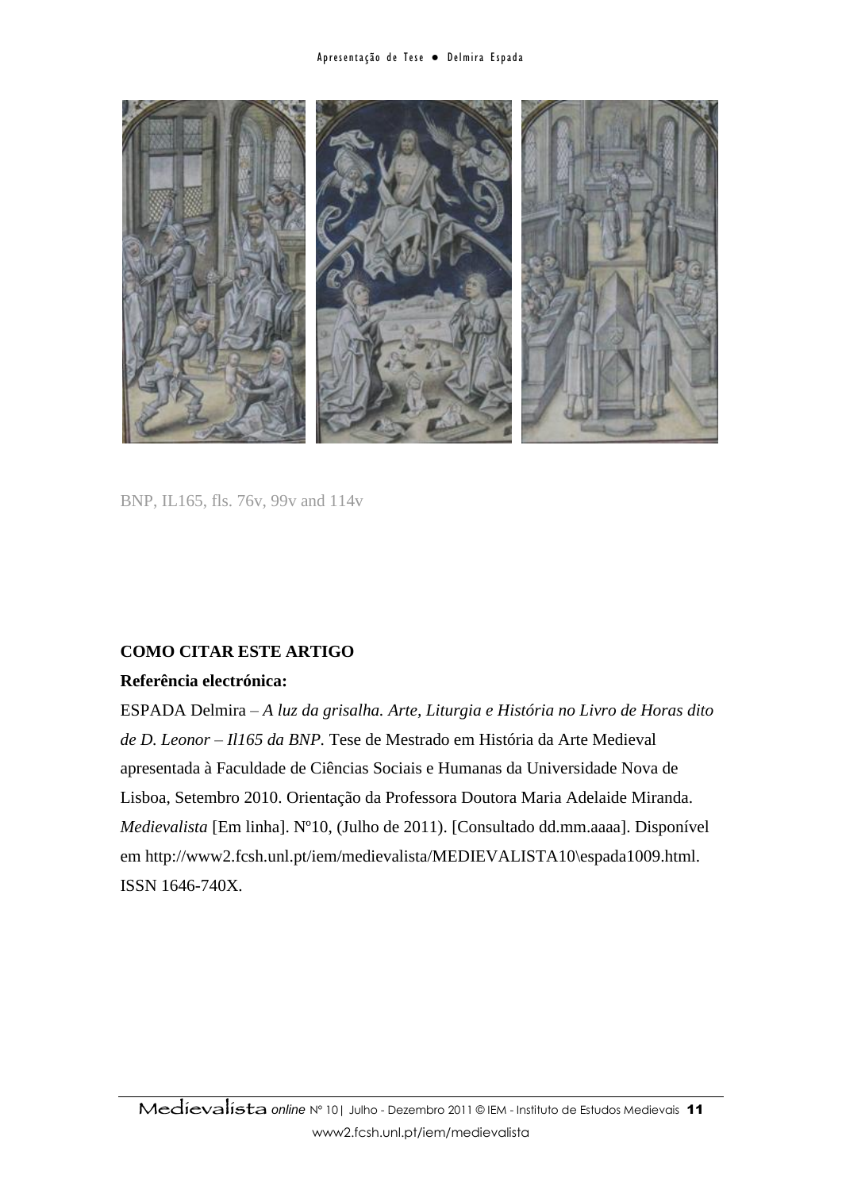BNP, IL165, fls. 76v, 99v and 114v

**COMO CITAR ESTE ARTIGO**

**Referência electrónica:**

ESPADA Delmira – *A luz da grisalha. Arte, Liturgia e História no Livro de Horas dito de D. Leonor – Il165 da BNP.* Tese de Mestrado em História da Arte Medieval apresentada à Faculdade de Ciências Sociais e Humanas da Universidade Nova de Lisboa, Setembro 2010. Orientação da Professora Doutora Maria Adelaide Miranda. *Medievalista* [Em linha]. Nº10, (Julho de 2011). [Consultado dd.mm.aaaa]. Disponível em http://www2.fcsh.unl.pt/iem/medievalista/MEDIEVALISTA10\espada1009.html. ISSN 1646-740X.